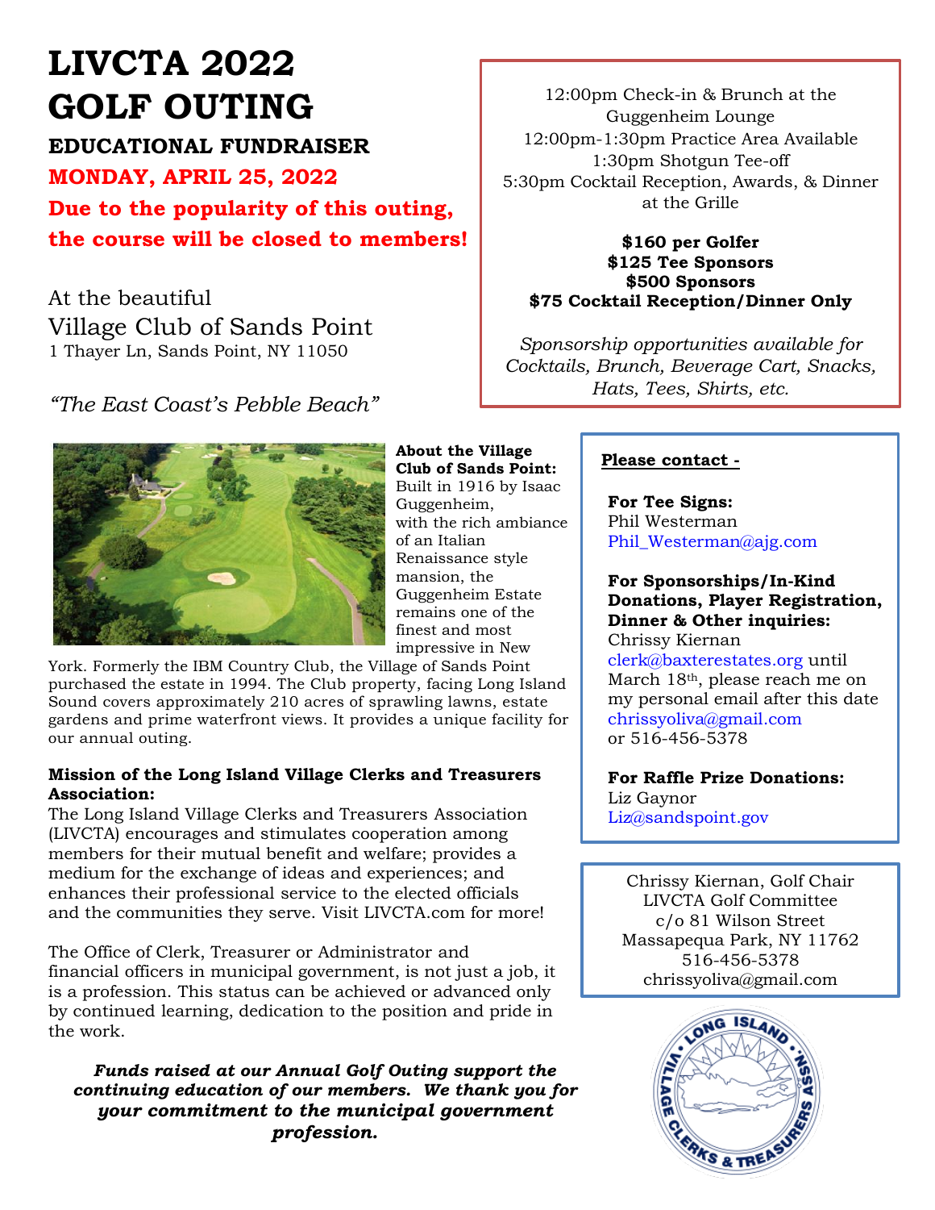# LIVCTA 2022 GOLF OUTING

## EDUCATIONAL FUNDRAISER

**MONDAY, APRIL 25, 2022**

**Due to the popularity of this outing, the course will be closed to members!**

At the beautiful
Village Club of Sands Point
1 Thayer Ln, Sands Point, NY 11050

*"The East Coast's Pebble Beach"*

12:00pm Check-in & Brunch at the Guggenheim Lounge
12:00pm-1:30pm Practice Area Available
1:30pm Shotgun Tee-off
5:30pm Cocktail Reception, Awards, & Dinner at the Grille

**$160 per Golfer**
**$125 Tee Sponsors**
**$500 Sponsors**
**$75 Cocktail Reception/Dinner Only**

*Sponsorship opportunities available for Cocktails, Brunch, Beverage Cart, Snacks, Hats, Tees, Shirts, etc.*

**About the Village Club of Sands Point:** Built in 1916 by Isaac Guggenheim, with the rich ambiance of an Italian Renaissance style mansion, the Guggenheim Estate remains one of the finest and most impressive in New York. Formerly the IBM Country Club, the Village of Sands Point purchased the estate in 1994. The Club property, facing Long Island Sound covers approximately 210 acres of sprawling lawns, estate gardens and prime waterfront views. It provides a unique facility for our annual outing.

**Mission of the Long Island Village Clerks and Treasurers Association:**
The Long Island Village Clerks and Treasurers Association (LIVCTA) encourages and stimulates cooperation among members for their mutual benefit and welfare; provides a medium for the exchange of ideas and experiences; and enhances their professional service to the elected officials and the communities they serve. Visit LIVCTA.com for more!

The Office of Clerk, Treasurer or Administrator and financial officers in municipal government, is not just a job, it is a profession. This status can be achieved or advanced only by continued learning, dedication to the position and pride in the work.

***Funds raised at our Annual Golf Outing support the continuing education of our members. We thank you for your commitment to the municipal government profession.***

**Please contact -**

**For Tee Signs:**
Phil Westerman
Phil_Westerman@ajg.com

**For Sponsorships/In-Kind Donations, Player Registration, Dinner & Other inquiries:**
Chrissy Kiernan
clerk@baxterestates.org until March 18th, please reach me on my personal email after this date chrissyoliva@gmail.com or 516-456-5378

**For Raffle Prize Donations:**
Liz Gaynor
Liz@sandspoint.gov

Chrissy Kiernan, Golf Chair
LIVCTA Golf Committee
c/o 81 Wilson Street
Massapequa Park, NY 11762
516-456-5378
chrissyoliva@gmail.com

LONG ISLAND VILLAGE CLERKS & TREASURERS ASSN.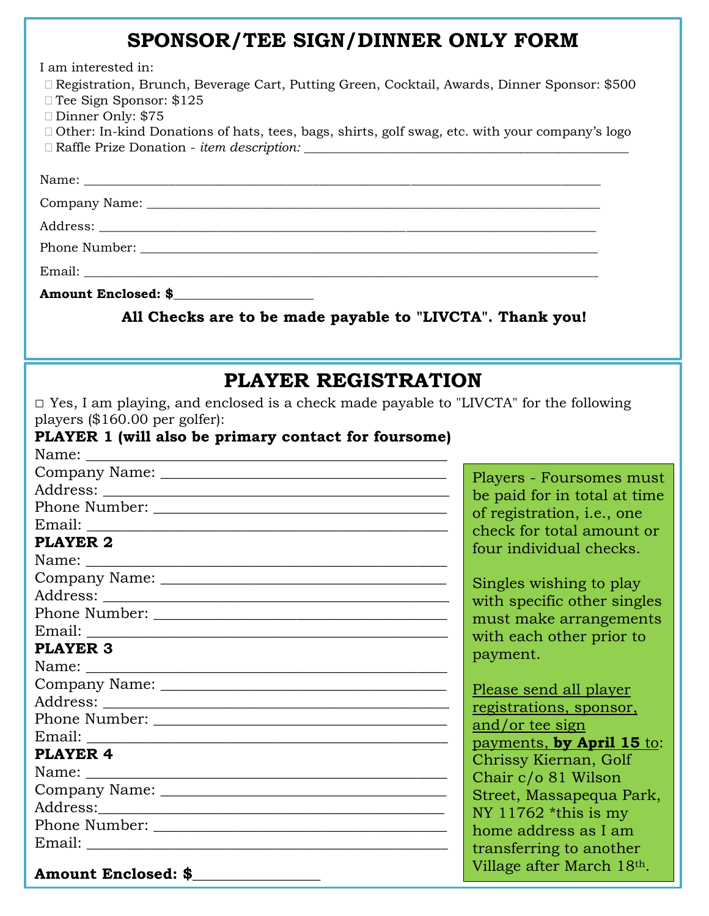# SPONSOR/TEE SIGN/DINNER ONLY FORM

I am interested in:

- ☐ Registration, Brunch, Beverage Cart, Putting Green, Cocktail, Awards, Dinner Sponsor: $500
- ☐ Tee Sign Sponsor: $125
- ☐ Dinner Only: $75
- ☐ Other: In-kind Donations of hats, tees, bags, shirts, golf swag, etc. with your company's logo
- ☐ Raffle Prize Donation - *item description:* ________________________________________________

Name: ________________________________________________________________________________

Company Name: ______________________________________________________________________

Address: _____________________________________________________________________________

Phone Number: _______________________________________________________________________

Email: _______________________________________________________________________________

**Amount Enclosed: $____________________**

**All Checks are to be made payable to "LIVCTA". Thank you!**

# PLAYER REGISTRATION

☐ Yes, I am playing, and enclosed is a check made payable to "LIVCTA" for the following players ($160.00 per golfer):

**PLAYER 1 (will also be primary contact for foursome)**

Name: ______________________________________________

Company Name: ______________________________________

Address: ____________________________________________

Phone Number: ______________________________________

Email: ______________________________________________

**PLAYER 2**

Name: ______________________________________________

Company Name: ______________________________________

Address: ____________________________________________

Phone Number: ______________________________________

Email: ______________________________________________

**PLAYER 3**

Name: ______________________________________________

Company Name: ______________________________________

Address: ____________________________________________

Phone Number: ______________________________________

Email: ______________________________________________

**PLAYER 4**

Name: ______________________________________________

Company Name: ______________________________________

Address:_____________________________________________

Phone Number: ______________________________________

Email: ______________________________________________

**Amount Enclosed: $_______________**

Players - Foursomes must be paid for in total at time of registration, i.e., one check for total amount or four individual checks.

Singles wishing to play with specific other singles must make arrangements with each other prior to payment.

Please send all player registrations, sponsor, and/or tee sign payments, **by April 15** to: Chrissy Kiernan, Golf Chair c/o 81 Wilson Street, Massapequa Park, NY 11762 *this is my home address as I am transferring to another Village after March 18th.